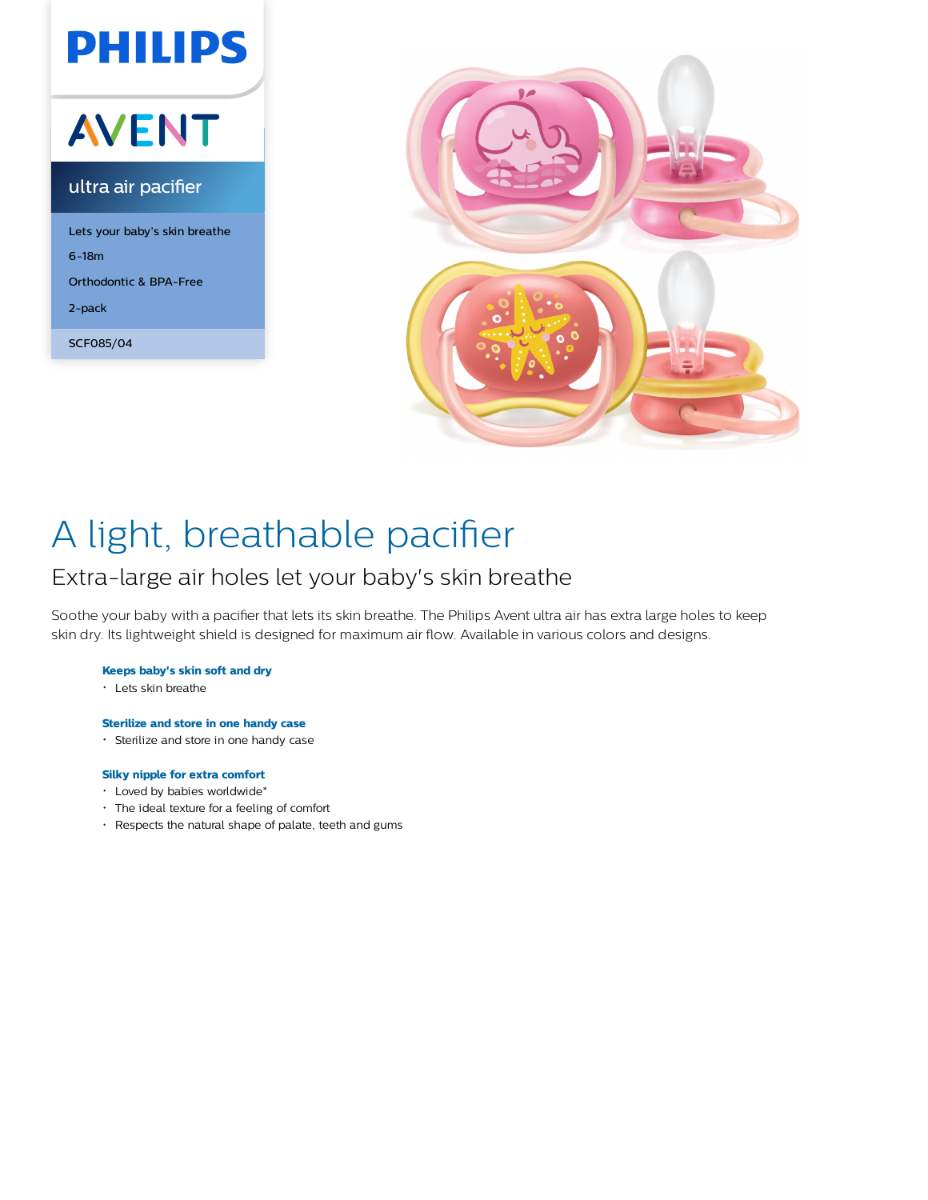PHILIPS

AVENT

ultra air pacifier

Lets your baby's skin breathe

6-18m

Orthodontic & BPA-Free

2-pack

SCF085/04

# A light, breathable pacifier

## Extra-large air holes let your baby's skin breathe

Soothe your baby with a pacifier that lets its skin breathe. The Philips Avent ultra air has extra large holes to keep skin dry. Its lightweight shield is designed for maximum air flow. Available in various colors and designs.

**Keeps baby's skin soft and dry**

- Lets skin breathe

**Sterilize and store in one handy case**

- Sterilize and store in one handy case

**Silky nipple for extra comfort**

- Loved by babies worldwide*
- The ideal texture for a feeling of comfort
- Respects the natural shape of palate, teeth and gums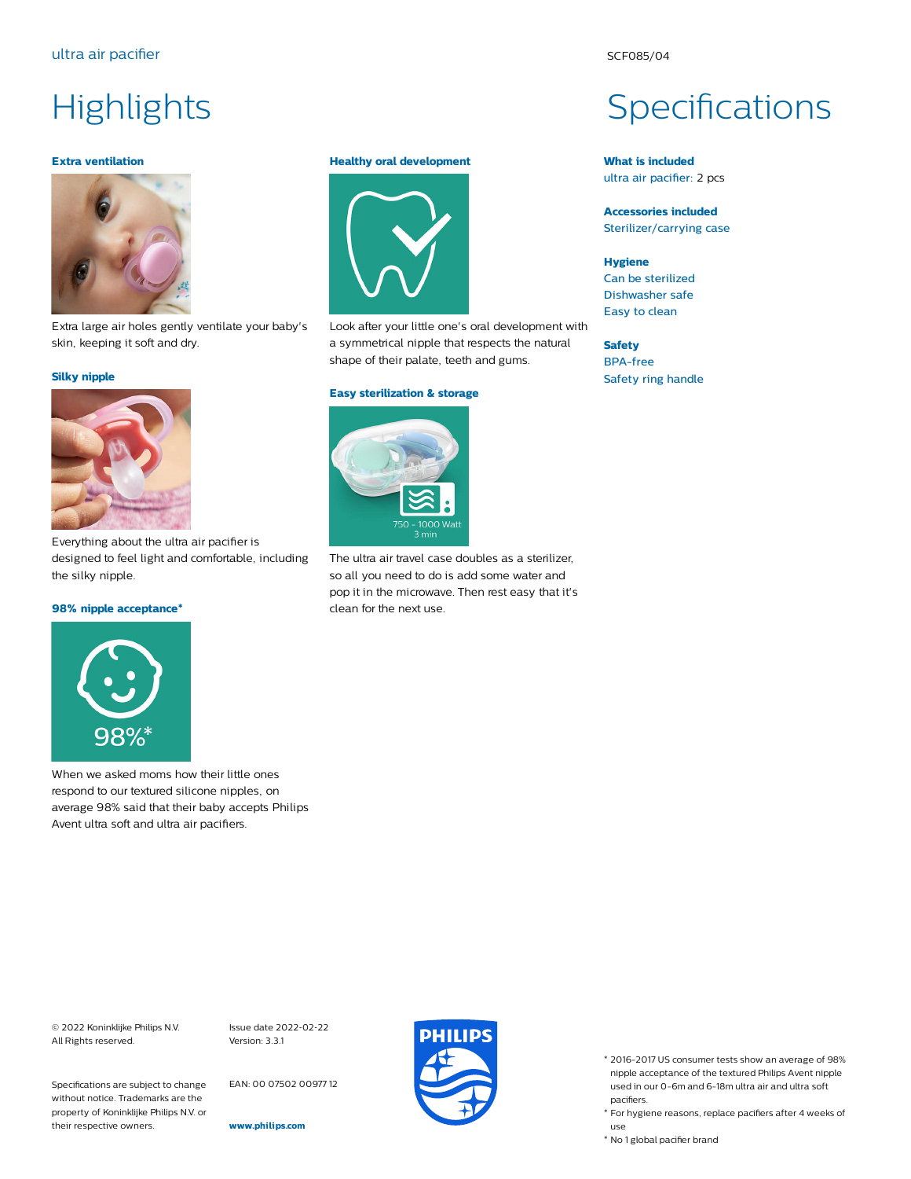ultra air pacifier

SCF085/04

# Highlights

### Extra ventilation

Extra large air holes gently ventilate your baby's skin, keeping it soft and dry.

### Silky nipple

Everything about the ultra air pacifier is designed to feel light and comfortable, including the silky nipple.

### 98% nipple acceptance*

98%*

When we asked moms how their little ones respond to our textured silicone nipples, on average 98% said that their baby accepts Philips Avent ultra soft and ultra air pacifiers.

### Healthy oral development

Look after your little one's oral development with a symmetrical nipple that respects the natural shape of their palate, teeth and gums.

### Easy sterilization & storage

750 - 1000 Watt
3 min

The ultra air travel case doubles as a sterilizer, so all you need to do is add some water and pop it in the microwave. Then rest easy that it's clean for the next use.

# Specifications

### What is included

ultra air pacifier: 2 pcs

### Accessories included

Sterilizer/carrying case

### Hygiene

- Can be sterilized
- Dishwasher safe
- Easy to clean

### Safety

- BPA-free
- Safety ring handle

© 2022 Koninklijke Philips N.V.
All Rights reserved.

Specifications are subject to change without notice. Trademarks are the property of Koninklijke Philips N.V. or their respective owners.

Issue date 2022-02-22
Version: 3.3.1

EAN: 00 07502 00977 12

www.philips.com

\* 2016-2017 US consumer tests show an average of 98% nipple acceptance of the textured Philips Avent nipple used in our 0-6m and 6-18m ultra air and ultra soft pacifiers.

\* For hygiene reasons, replace pacifiers after 4 weeks of use

\* No 1 global pacifier brand